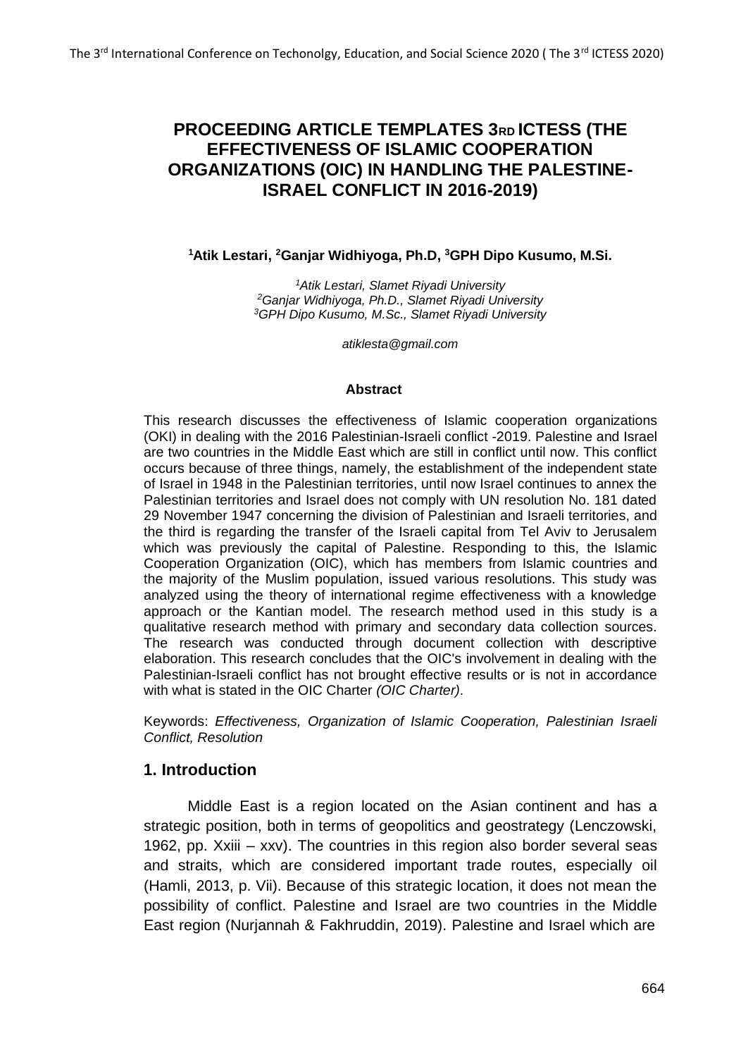# PROCEEDING ARTICLE TEMPLATES 3RD ICTESS (THE EFFECTIVENESS OF ISLAMIC COOPERATION ORGANIZATIONS (OIC) IN HANDLING THE PALESTINE-ISRAEL CONFLICT IN 2016-2019)

**[1]Atik Lestari, [2]Ganjar Widhiyoga, Ph.D, [3]GPH Dipo Kusumo, M.Si.**

*[1]Atik Lestari, Slamet Riyadi University*
*[2]Ganjar Widhiyoga, Ph.D., Slamet Riyadi University*
*[3]GPH Dipo Kusumo, M.Sc., Slamet Riyadi University*

*atiklesta@gmail.com*

**Abstract**

This research discusses the effectiveness of Islamic cooperation organizations (OKI) in dealing with the 2016 Palestinian-Israeli conflict -2019. Palestine and Israel are two countries in the Middle East which are still in conflict until now. This conflict occurs because of three things, namely, the establishment of the independent state of Israel in 1948 in the Palestinian territories, until now Israel continues to annex the Palestinian territories and Israel does not comply with UN resolution No. 181 dated 29 November 1947 concerning the division of Palestinian and Israeli territories, and the third is regarding the transfer of the Israeli capital from Tel Aviv to Jerusalem which was previously the capital of Palestine. Responding to this, the Islamic Cooperation Organization (OIC), which has members from Islamic countries and the majority of the Muslim population, issued various resolutions. This study was analyzed using the theory of international regime effectiveness with a knowledge approach or the Kantian model. The research method used in this study is a qualitative research method with primary and secondary data collection sources. The research was conducted through document collection with descriptive elaboration. This research concludes that the OIC's involvement in dealing with the Palestinian-Israeli conflict has not brought effective results or is not in accordance with what is stated in the OIC Charter *(OIC Charter)*.

Keywords: *Effectiveness, Organization of Islamic Cooperation, Palestinian Israeli Conflict, Resolution*

## 1. Introduction

Middle East is a region located on the Asian continent and has a strategic position, both in terms of geopolitics and geostrategy (Lenczowski, 1962, pp. Xxiii – xxv). The countries in this region also border several seas and straits, which are considered important trade routes, especially oil (Hamli, 2013, p. Vii). Because of this strategic location, it does not mean the possibility of conflict. Palestine and Israel are two countries in the Middle East region (Nurjannah & Fakhruddin, 2019). Palestine and Israel which are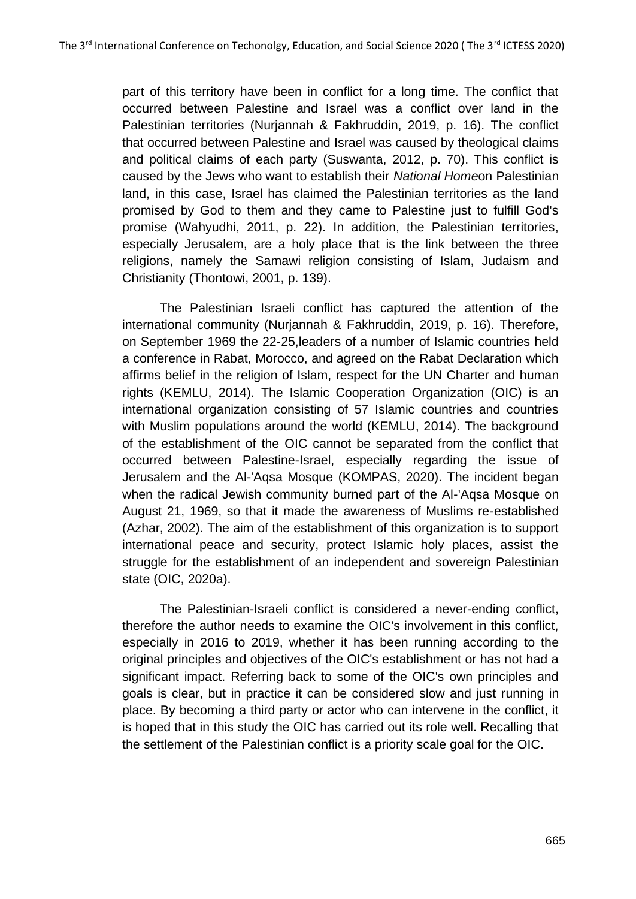part of this territory have been in conflict for a long time. The conflict that occurred between Palestine and Israel was a conflict over land in the Palestinian territories (Nurjannah & Fakhruddin, 2019, p. 16). The conflict that occurred between Palestine and Israel was caused by theological claims and political claims of each party (Suswanta, 2012, p. 70). This conflict is caused by the Jews who want to establish their *National Home*on Palestinian land, in this case, Israel has claimed the Palestinian territories as the land promised by God to them and they came to Palestine just to fulfill God's promise (Wahyudhi, 2011, p. 22). In addition, the Palestinian territories, especially Jerusalem, are a holy place that is the link between the three religions, namely the Samawi religion consisting of Islam, Judaism and Christianity (Thontowi, 2001, p. 139).

The Palestinian Israeli conflict has captured the attention of the international community (Nurjannah & Fakhruddin, 2019, p. 16). Therefore, on September 1969 the 22-25,leaders of a number of Islamic countries held a conference in Rabat, Morocco, and agreed on the Rabat Declaration which affirms belief in the religion of Islam, respect for the UN Charter and human rights (KEMLU, 2014). The Islamic Cooperation Organization (OIC) is an international organization consisting of 57 Islamic countries and countries with Muslim populations around the world (KEMLU, 2014). The background of the establishment of the OIC cannot be separated from the conflict that occurred between Palestine-Israel, especially regarding the issue of Jerusalem and the Al-'Aqsa Mosque (KOMPAS, 2020). The incident began when the radical Jewish community burned part of the Al-'Aqsa Mosque on August 21, 1969, so that it made the awareness of Muslims re-established (Azhar, 2002). The aim of the establishment of this organization is to support international peace and security, protect Islamic holy places, assist the struggle for the establishment of an independent and sovereign Palestinian state (OIC, 2020a).

The Palestinian-Israeli conflict is considered a never-ending conflict, therefore the author needs to examine the OIC's involvement in this conflict, especially in 2016 to 2019, whether it has been running according to the original principles and objectives of the OIC's establishment or has not had a significant impact. Referring back to some of the OIC's own principles and goals is clear, but in practice it can be considered slow and just running in place. By becoming a third party or actor who can intervene in the conflict, it is hoped that in this study the OIC has carried out its role well. Recalling that the settlement of the Palestinian conflict is a priority scale goal for the OIC.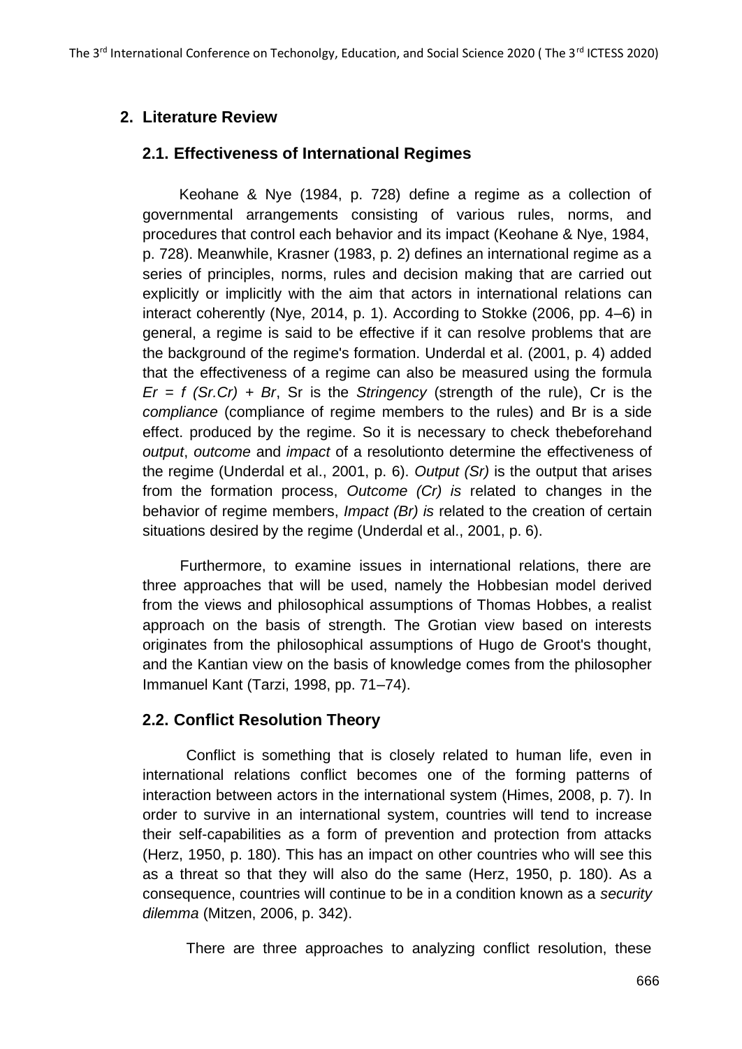## 2. Literature Review

### 2.1. Effectiveness of International Regimes

Keohane & Nye (1984, p. 728) define a regime as a collection of governmental arrangements consisting of various rules, norms, and procedures that control each behavior and its impact (Keohane & Nye, 1984, p. 728). Meanwhile, Krasner (1983, p. 2) defines an international regime as a series of principles, norms, rules and decision making that are carried out explicitly or implicitly with the aim that actors in international relations can interact coherently (Nye, 2014, p. 1). According to Stokke (2006, pp. 4–6) in general, a regime is said to be effective if it can resolve problems that are the background of the regime's formation. Underdal et al. (2001, p. 4) added that the effectiveness of a regime can also be measured using the formula $Er = f\ (Sr.Cr) + Br$, Sr is the *Stringency* (strength of the rule), Cr is the *compliance* (compliance of regime members to the rules) and Br is a side effect. produced by the regime. So it is necessary to check thebeforehand *output*, *outcome* and *impact* of a resolutionto determine the effectiveness of the regime (Underdal et al., 2001, p. 6). *Output (Sr)* is the output that arises from the formation process, *Outcome (Cr) is* related to changes in the behavior of regime members, *Impact (Br) is* related to the creation of certain situations desired by the regime (Underdal et al., 2001, p. 6).

Furthermore, to examine issues in international relations, there are three approaches that will be used, namely the Hobbesian model derived from the views and philosophical assumptions of Thomas Hobbes, a realist approach on the basis of strength. The Grotian view based on interests originates from the philosophical assumptions of Hugo de Groot's thought, and the Kantian view on the basis of knowledge comes from the philosopher Immanuel Kant (Tarzi, 1998, pp. 71–74).

### 2.2. Conflict Resolution Theory

Conflict is something that is closely related to human life, even in international relations conflict becomes one of the forming patterns of interaction between actors in the international system (Himes, 2008, p. 7). In order to survive in an international system, countries will tend to increase their self-capabilities as a form of prevention and protection from attacks (Herz, 1950, p. 180). This has an impact on other countries who will see this as a threat so that they will also do the same (Herz, 1950, p. 180). As a consequence, countries will continue to be in a condition known as a *security dilemma* (Mitzen, 2006, p. 342).

There are three approaches to analyzing conflict resolution, these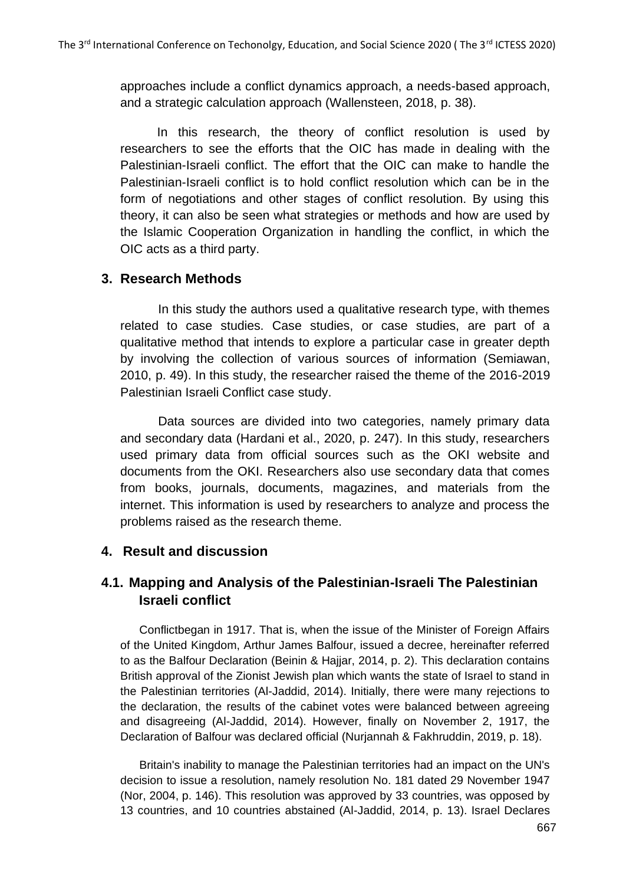approaches include a conflict dynamics approach, a needs-based approach, and a strategic calculation approach (Wallensteen, 2018, p. 38).

In this research, the theory of conflict resolution is used by researchers to see the efforts that the OIC has made in dealing with the Palestinian-Israeli conflict. The effort that the OIC can make to handle the Palestinian-Israeli conflict is to hold conflict resolution which can be in the form of negotiations and other stages of conflict resolution. By using this theory, it can also be seen what strategies or methods and how are used by the Islamic Cooperation Organization in handling the conflict, in which the OIC acts as a third party.

## 3. Research Methods

In this study the authors used a qualitative research type, with themes related to case studies. Case studies, or case studies, are part of a qualitative method that intends to explore a particular case in greater depth by involving the collection of various sources of information (Semiawan, 2010, p. 49). In this study, the researcher raised the theme of the 2016-2019 Palestinian Israeli Conflict case study.

Data sources are divided into two categories, namely primary data and secondary data (Hardani et al., 2020, p. 247). In this study, researchers used primary data from official sources such as the OKI website and documents from the OKI. Researchers also use secondary data that comes from books, journals, documents, magazines, and materials from the internet. This information is used by researchers to analyze and process the problems raised as the research theme.

## 4. Result and discussion

### 4.1. Mapping and Analysis of the Palestinian-Israeli The Palestinian Israeli conflict

Conflictbegan in 1917. That is, when the issue of the Minister of Foreign Affairs of the United Kingdom, Arthur James Balfour, issued a decree, hereinafter referred to as the Balfour Declaration (Beinin & Hajjar, 2014, p. 2). This declaration contains British approval of the Zionist Jewish plan which wants the state of Israel to stand in the Palestinian territories (Al-Jaddid, 2014). Initially, there were many rejections to the declaration, the results of the cabinet votes were balanced between agreeing and disagreeing (Al-Jaddid, 2014). However, finally on November 2, 1917, the Declaration of Balfour was declared official (Nurjannah & Fakhruddin, 2019, p. 18).

Britain's inability to manage the Palestinian territories had an impact on the UN's decision to issue a resolution, namely resolution No. 181 dated 29 November 1947 (Nor, 2004, p. 146). This resolution was approved by 33 countries, was opposed by 13 countries, and 10 countries abstained (Al-Jaddid, 2014, p. 13). Israel Declares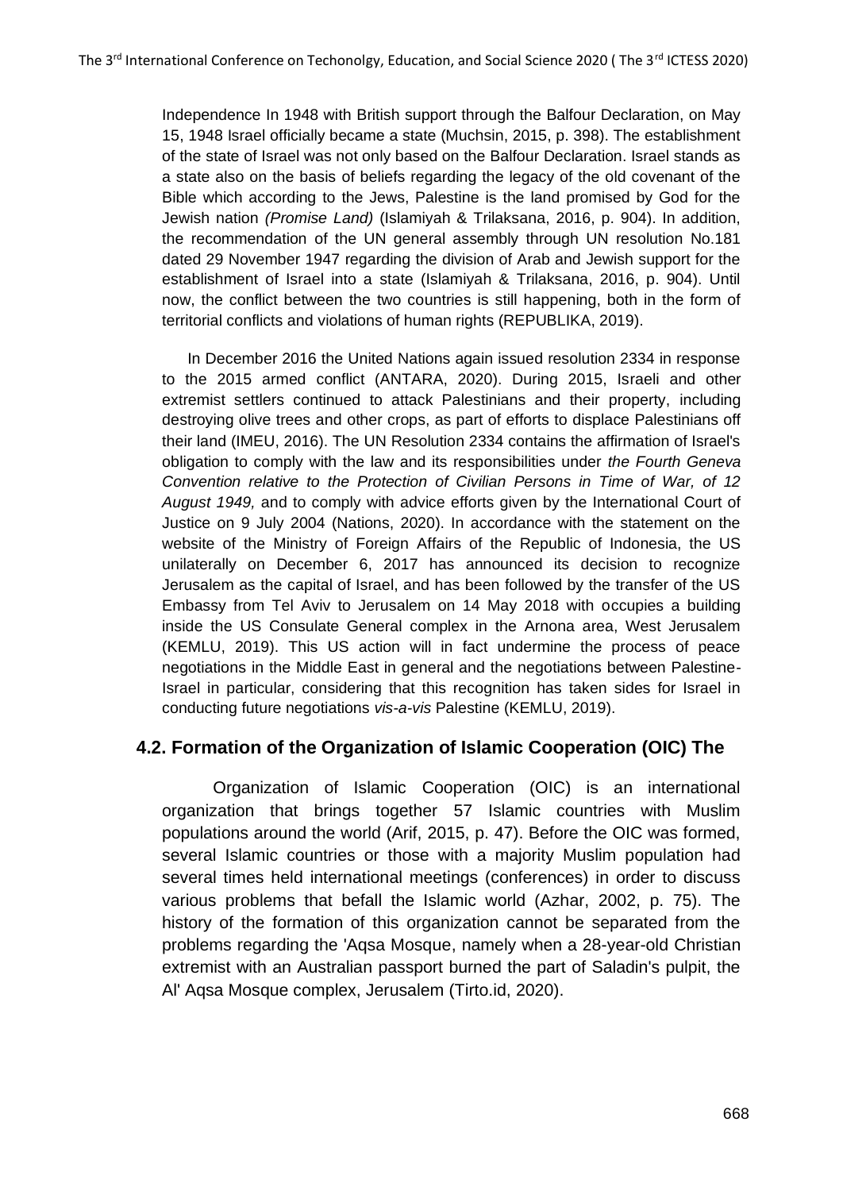Independence In 1948 with British support through the Balfour Declaration, on May 15, 1948 Israel officially became a state (Muchsin, 2015, p. 398). The establishment of the state of Israel was not only based on the Balfour Declaration. Israel stands as a state also on the basis of beliefs regarding the legacy of the old covenant of the Bible which according to the Jews, Palestine is the land promised by God for the Jewish nation *(Promise Land)* (Islamiyah & Trilaksana, 2016, p. 904). In addition, the recommendation of the UN general assembly through UN resolution No.181 dated 29 November 1947 regarding the division of Arab and Jewish support for the establishment of Israel into a state (Islamiyah & Trilaksana, 2016, p. 904). Until now, the conflict between the two countries is still happening, both in the form of territorial conflicts and violations of human rights (REPUBLIKA, 2019).

In December 2016 the United Nations again issued resolution 2334 in response to the 2015 armed conflict (ANTARA, 2020). During 2015, Israeli and other extremist settlers continued to attack Palestinians and their property, including destroying olive trees and other crops, as part of efforts to displace Palestinians off their land (IMEU, 2016). The UN Resolution 2334 contains the affirmation of Israel's obligation to comply with the law and its responsibilities under *the Fourth Geneva Convention relative to the Protection of Civilian Persons in Time of War, of 12 August 1949,* and to comply with advice efforts given by the International Court of Justice on 9 July 2004 (Nations, 2020). In accordance with the statement on the website of the Ministry of Foreign Affairs of the Republic of Indonesia, the US unilaterally on December 6, 2017 has announced its decision to recognize Jerusalem as the capital of Israel, and has been followed by the transfer of the US Embassy from Tel Aviv to Jerusalem on 14 May 2018 with occupies a building inside the US Consulate General complex in the Arnona area, West Jerusalem (KEMLU, 2019). This US action will in fact undermine the process of peace negotiations in the Middle East in general and the negotiations between Palestine-Israel in particular, considering that this recognition has taken sides for Israel in conducting future negotiations *vis-a-vis* Palestine (KEMLU, 2019).

## 4.2. Formation of the Organization of Islamic Cooperation (OIC) The

Organization of Islamic Cooperation (OIC) is an international organization that brings together 57 Islamic countries with Muslim populations around the world (Arif, 2015, p. 47). Before the OIC was formed, several Islamic countries or those with a majority Muslim population had several times held international meetings (conferences) in order to discuss various problems that befall the Islamic world (Azhar, 2002, p. 75). The history of the formation of this organization cannot be separated from the problems regarding the 'Aqsa Mosque, namely when a 28-year-old Christian extremist with an Australian passport burned the part of Saladin's pulpit, the Al' Aqsa Mosque complex, Jerusalem (Tirto.id, 2020).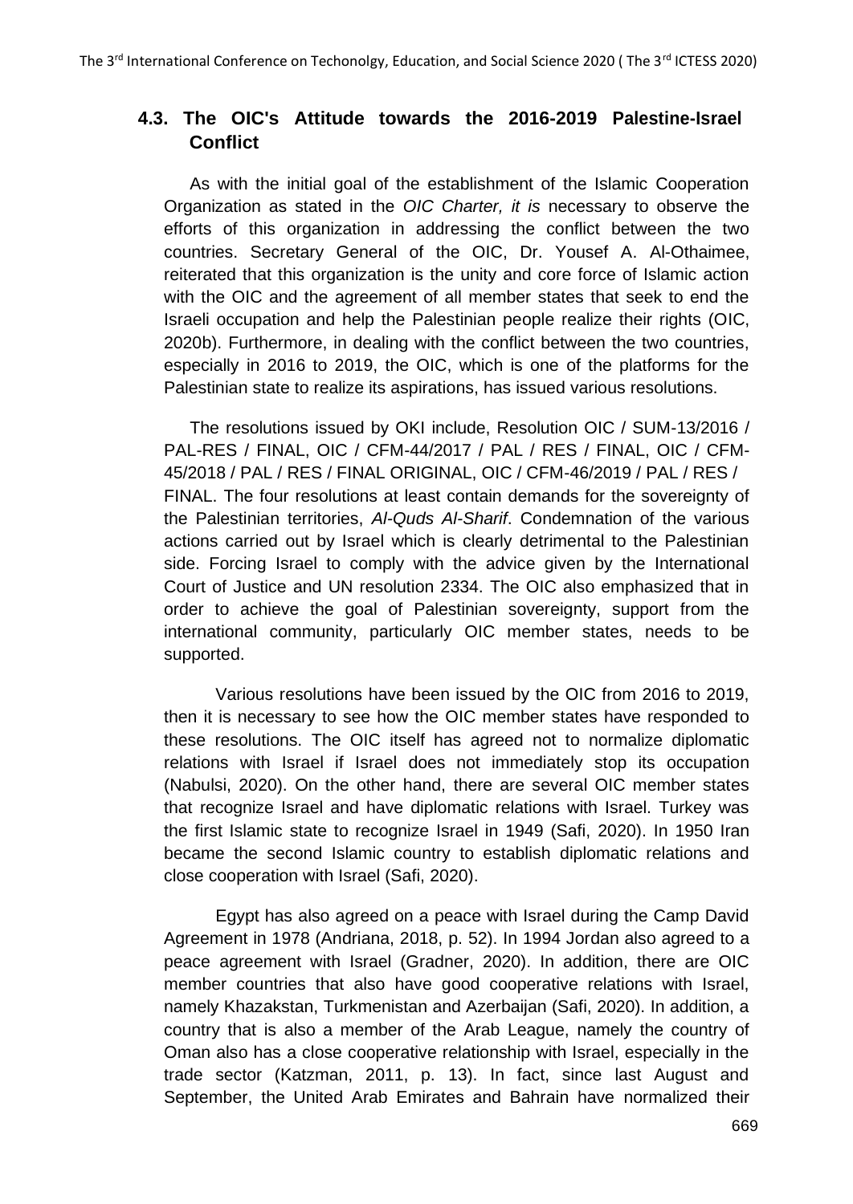## 4.3. The OIC's Attitude towards the 2016-2019 Palestine-Israel Conflict

As with the initial goal of the establishment of the Islamic Cooperation Organization as stated in the *OIC Charter, it is* necessary to observe the efforts of this organization in addressing the conflict between the two countries. Secretary General of the OIC, Dr. Yousef A. Al-Othaimee, reiterated that this organization is the unity and core force of Islamic action with the OIC and the agreement of all member states that seek to end the Israeli occupation and help the Palestinian people realize their rights (OIC, 2020b). Furthermore, in dealing with the conflict between the two countries, especially in 2016 to 2019, the OIC, which is one of the platforms for the Palestinian state to realize its aspirations, has issued various resolutions.

The resolutions issued by OKI include, Resolution OIC / SUM-13/2016 / PAL-RES / FINAL, OIC / CFM-44/2017 / PAL / RES / FINAL, OIC / CFM-45/2018 / PAL / RES / FINAL ORIGINAL, OIC / CFM-46/2019 / PAL / RES / FINAL. The four resolutions at least contain demands for the sovereignty of the Palestinian territories, *Al-Quds Al-Sharif*. Condemnation of the various actions carried out by Israel which is clearly detrimental to the Palestinian side. Forcing Israel to comply with the advice given by the International Court of Justice and UN resolution 2334. The OIC also emphasized that in order to achieve the goal of Palestinian sovereignty, support from the international community, particularly OIC member states, needs to be supported.

Various resolutions have been issued by the OIC from 2016 to 2019, then it is necessary to see how the OIC member states have responded to these resolutions. The OIC itself has agreed not to normalize diplomatic relations with Israel if Israel does not immediately stop its occupation (Nabulsi, 2020). On the other hand, there are several OIC member states that recognize Israel and have diplomatic relations with Israel. Turkey was the first Islamic state to recognize Israel in 1949 (Safi, 2020). In 1950 Iran became the second Islamic country to establish diplomatic relations and close cooperation with Israel (Safi, 2020).

Egypt has also agreed on a peace with Israel during the Camp David Agreement in 1978 (Andriana, 2018, p. 52). In 1994 Jordan also agreed to a peace agreement with Israel (Gradner, 2020). In addition, there are OIC member countries that also have good cooperative relations with Israel, namely Khazakstan, Turkmenistan and Azerbaijan (Safi, 2020). In addition, a country that is also a member of the Arab League, namely the country of Oman also has a close cooperative relationship with Israel, especially in the trade sector (Katzman, 2011, p. 13). In fact, since last August and September, the United Arab Emirates and Bahrain have normalized their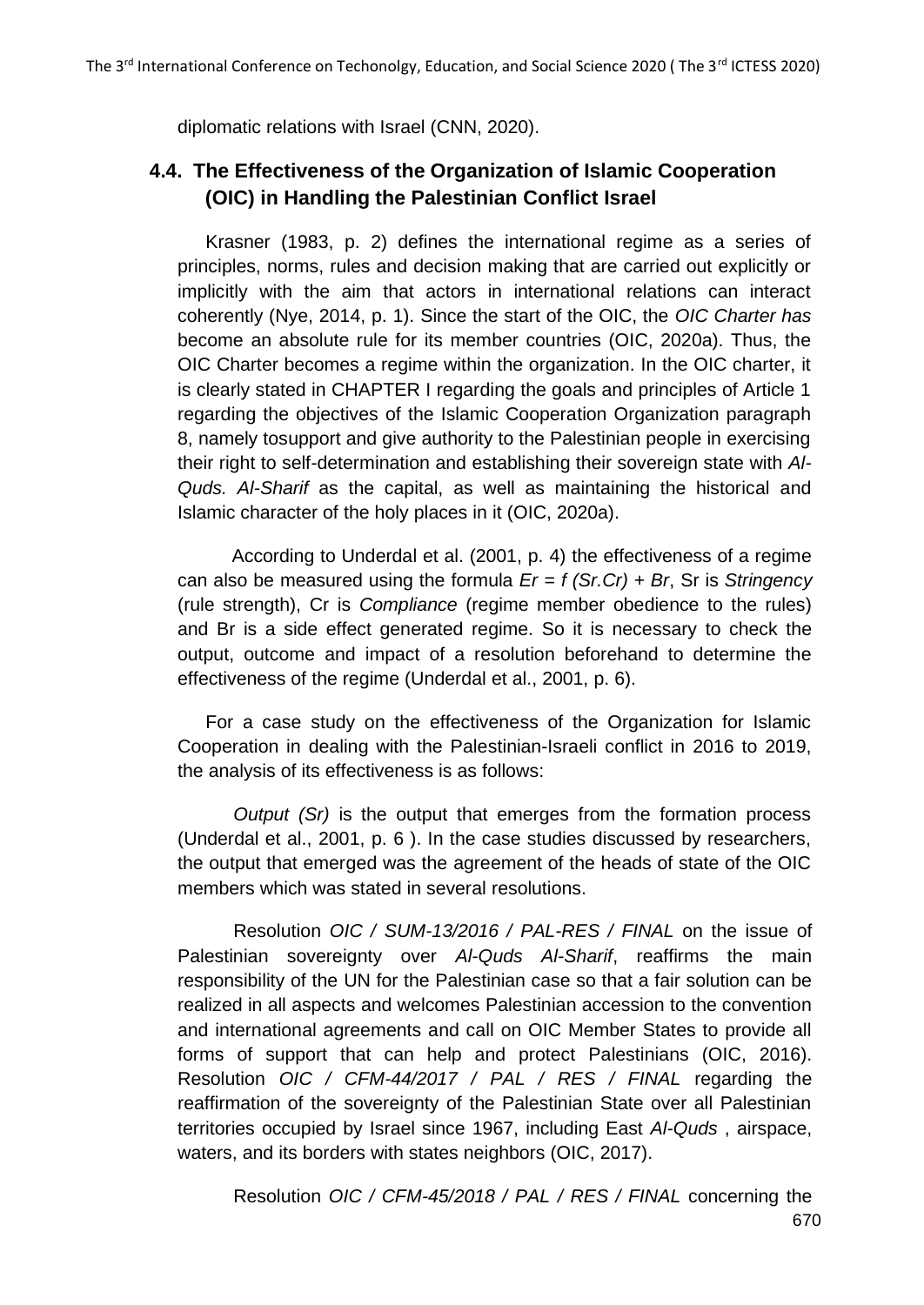diplomatic relations with Israel (CNN, 2020).

### 4.4. The Effectiveness of the Organization of Islamic Cooperation (OIC) in Handling the Palestinian Conflict Israel

Krasner (1983, p. 2) defines the international regime as a series of principles, norms, rules and decision making that are carried out explicitly or implicitly with the aim that actors in international relations can interact coherently (Nye, 2014, p. 1). Since the start of the OIC, the *OIC Charter has* become an absolute rule for its member countries (OIC, 2020a). Thus, the OIC Charter becomes a regime within the organization. In the OIC charter, it is clearly stated in CHAPTER I regarding the goals and principles of Article 1 regarding the objectives of the Islamic Cooperation Organization paragraph 8, namely tosupport and give authority to the Palestinian people in exercising their right to self-determination and establishing their sovereign state with *Al-Quds. Al-Sharif* as the capital, as well as maintaining the historical and Islamic character of the holy places in it (OIC, 2020a).

According to Underdal et al. (2001, p. 4) the effectiveness of a regime can also be measured using the formula $Er = f\ (Sr.Cr) + Br$, Sr is *Stringency* (rule strength), Cr is *Compliance* (regime member obedience to the rules) and Br is a side effect generated regime. So it is necessary to check the output, outcome and impact of a resolution beforehand to determine the effectiveness of the regime (Underdal et al., 2001, p. 6).

For a case study on the effectiveness of the Organization for Islamic Cooperation in dealing with the Palestinian-Israeli conflict in 2016 to 2019, the analysis of its effectiveness is as follows:

*Output (Sr)* is the output that emerges from the formation process (Underdal et al., 2001, p. 6 ). In the case studies discussed by researchers, the output that emerged was the agreement of the heads of state of the OIC members which was stated in several resolutions.

Resolution *OIC / SUM-13/2016 / PAL-RES / FINAL* on the issue of Palestinian sovereignty over *Al-Quds Al-Sharif*, reaffirms the main responsibility of the UN for the Palestinian case so that a fair solution can be realized in all aspects and welcomes Palestinian accession to the convention and international agreements and call on OIC Member States to provide all forms of support that can help and protect Palestinians (OIC, 2016). Resolution *OIC / CFM-44/2017 / PAL / RES / FINAL* regarding the reaffirmation of the sovereignty of the Palestinian State over all Palestinian territories occupied by Israel since 1967, including East *Al-Quds* , airspace, waters, and its borders with states neighbors (OIC, 2017).

Resolution *OIC / CFM-45/2018 / PAL / RES / FINAL* concerning the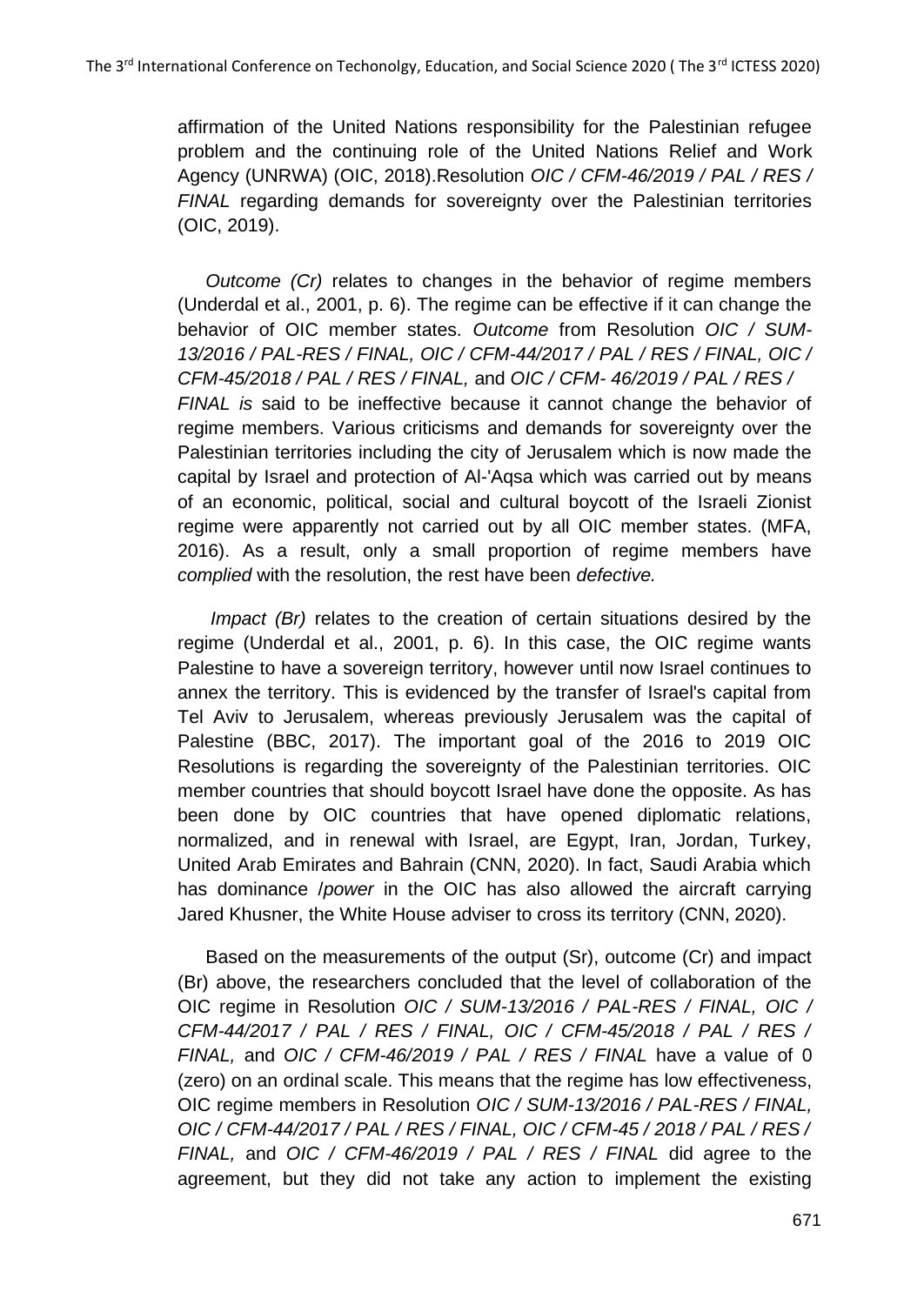affirmation of the United Nations responsibility for the Palestinian refugee problem and the continuing role of the United Nations Relief and Work Agency (UNRWA) (OIC, 2018).Resolution *OIC / CFM-46/2019 / PAL / RES / FINAL* regarding demands for sovereignty over the Palestinian territories (OIC, 2019).

*Outcome (Cr)* relates to changes in the behavior of regime members (Underdal et al., 2001, p. 6). The regime can be effective if it can change the behavior of OIC member states. *Outcome* from Resolution *OIC / SUM-13/2016 / PAL-RES / FINAL, OIC / CFM-44/2017 / PAL / RES / FINAL, OIC / CFM-45/2018 / PAL / RES / FINAL,* and *OIC / CFM- 46/2019 / PAL / RES / FINAL is* said to be ineffective because it cannot change the behavior of regime members. Various criticisms and demands for sovereignty over the Palestinian territories including the city of Jerusalem which is now made the capital by Israel and protection of Al-'Aqsa which was carried out by means of an economic, political, social and cultural boycott of the Israeli Zionist regime were apparently not carried out by all OIC member states. (MFA, 2016). As a result, only a small proportion of regime members have *complied* with the resolution, the rest have been *defective.*

*Impact (Br)* relates to the creation of certain situations desired by the regime (Underdal et al., 2001, p. 6). In this case, the OIC regime wants Palestine to have a sovereign territory, however until now Israel continues to annex the territory. This is evidenced by the transfer of Israel's capital from Tel Aviv to Jerusalem, whereas previously Jerusalem was the capital of Palestine (BBC, 2017). The important goal of the 2016 to 2019 OIC Resolutions is regarding the sovereignty of the Palestinian territories. OIC member countries that should boycott Israel have done the opposite. As has been done by OIC countries that have opened diplomatic relations, normalized, and in renewal with Israel, are Egypt, Iran, Jordan, Turkey, United Arab Emirates and Bahrain (CNN, 2020). In fact, Saudi Arabia which has dominance /*power* in the OIC has also allowed the aircraft carrying Jared Khusner, the White House adviser to cross its territory (CNN, 2020).

Based on the measurements of the output (Sr), outcome (Cr) and impact (Br) above, the researchers concluded that the level of collaboration of the OIC regime in Resolution *OIC / SUM-13/2016 / PAL-RES / FINAL, OIC / CFM-44/2017 / PAL / RES / FINAL, OIC / CFM-45/2018 / PAL / RES / FINAL,* and *OIC / CFM-46/2019 / PAL / RES / FINAL* have a value of 0 (zero) on an ordinal scale. This means that the regime has low effectiveness, OIC regime members in Resolution *OIC / SUM-13/2016 / PAL-RES / FINAL, OIC / CFM-44/2017 / PAL / RES / FINAL, OIC / CFM-45 / 2018 / PAL / RES / FINAL,* and *OIC / CFM-46/2019 / PAL / RES / FINAL* did agree to the agreement, but they did not take any action to implement the existing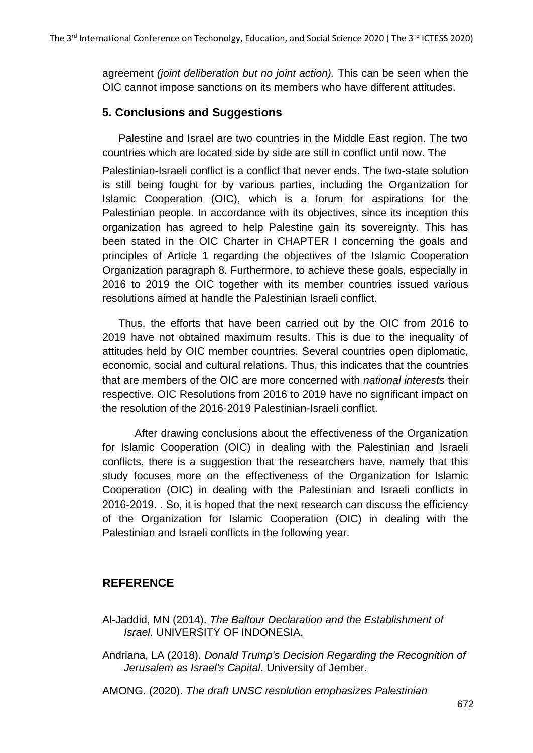agreement *(joint deliberation but no joint action).* This can be seen when the OIC cannot impose sanctions on its members who have different attitudes.

## 5. Conclusions and Suggestions

Palestine and Israel are two countries in the Middle East region. The two countries which are located side by side are still in conflict until now. The Palestinian-Israeli conflict is a conflict that never ends. The two-state solution is still being fought for by various parties, including the Organization for Islamic Cooperation (OIC), which is a forum for aspirations for the Palestinian people. In accordance with its objectives, since its inception this organization has agreed to help Palestine gain its sovereignty. This has been stated in the OIC Charter in CHAPTER I concerning the goals and principles of Article 1 regarding the objectives of the Islamic Cooperation Organization paragraph 8. Furthermore, to achieve these goals, especially in 2016 to 2019 the OIC together with its member countries issued various resolutions aimed at handle the Palestinian Israeli conflict.

Thus, the efforts that have been carried out by the OIC from 2016 to 2019 have not obtained maximum results. This is due to the inequality of attitudes held by OIC member countries. Several countries open diplomatic, economic, social and cultural relations. Thus, this indicates that the countries that are members of the OIC are more concerned with *national interests* their respective. OIC Resolutions from 2016 to 2019 have no significant impact on the resolution of the 2016-2019 Palestinian-Israeli conflict.

After drawing conclusions about the effectiveness of the Organization for Islamic Cooperation (OIC) in dealing with the Palestinian and Israeli conflicts, there is a suggestion that the researchers have, namely that this study focuses more on the effectiveness of the Organization for Islamic Cooperation (OIC) in dealing with the Palestinian and Israeli conflicts in 2016-2019. . So, it is hoped that the next research can discuss the efficiency of the Organization for Islamic Cooperation (OIC) in dealing with the Palestinian and Israeli conflicts in the following year.

## REFERENCE

Al-Jaddid, MN (2014). *The Balfour Declaration and the Establishment of Israel*. UNIVERSITY OF INDONESIA.

Andriana, LA (2018). *Donald Trump's Decision Regarding the Recognition of Jerusalem as Israel's Capital*. University of Jember.

AMONG. (2020). *The draft UNSC resolution emphasizes Palestinian*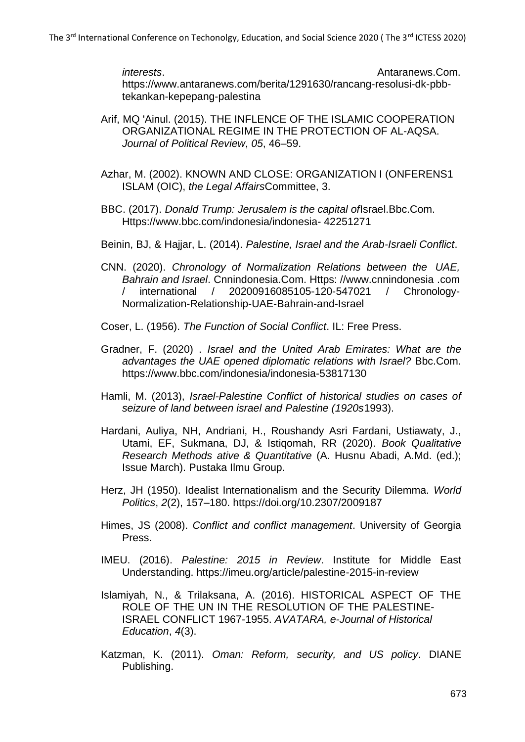*interests*. Antaranews.Com. https://www.antaranews.com/berita/1291630/rancang-resolusi-dk-pbb-tekankan-kepepang-palestina

Arif, MQ 'Ainul. (2015). THE INFLENCE OF THE ISLAMIC COOPERATION ORGANIZATIONAL REGIME IN THE PROTECTION OF AL-AQSA. *Journal of Political Review*, *05*, 46–59.

Azhar, M. (2002). KNOWN AND CLOSE: ORGANIZATION I (ONFERENS1 ISLAM (OIC), *the Legal Affairs*Committee, 3.

BBC. (2017). *Donald Trump: Jerusalem is the capital of*Israel.Bbc.Com. Https://www.bbc.com/indonesia/indonesia- 42251271

Beinin, BJ, & Hajjar, L. (2014). *Palestine, Israel and the Arab-Israeli Conflict*.

CNN. (2020). *Chronology of Normalization Relations between the UAE, Bahrain and Israel*. Cnnindonesia.Com. Https: //www.cnnindonesia .com / international / 20200916085105-120-547021 / Chronology-Normalization-Relationship-UAE-Bahrain-and-Israel

Coser, L. (1956). *The Function of Social Conflict*. IL: Free Press.

Gradner, F. (2020) . *Israel and the United Arab Emirates: What are the advantages the UAE opened diplomatic relations with Israel?* Bbc.Com. https://www.bbc.com/indonesia/indonesia-53817130

Hamli, M. (2013), *Israel-Palestine Conflict of historical studies on cases of seizure of land between israel and Palestine (1920s*1993).

Hardani, Auliya, NH, Andriani, H., Roushandy Asri Fardani, Ustiawaty, J., Utami, EF, Sukmana, DJ, & Istiqomah, RR (2020). *Book Qualitative Research Methods ative & Quantitative* (A. Husnu Abadi, A.Md. (ed.); Issue March). Pustaka Ilmu Group.

Herz, JH (1950). Idealist Internationalism and the Security Dilemma. *World Politics*, *2*(2), 157–180. https://doi.org/10.2307/2009187

Himes, JS (2008). *Conflict and conflict management*. University of Georgia Press.

IMEU. (2016). *Palestine: 2015 in Review*. Institute for Middle East Understanding. https://imeu.org/article/palestine-2015-in-review

Islamiyah, N., & Trilaksana, A. (2016). HISTORICAL ASPECT OF THE ROLE OF THE UN IN THE RESOLUTION OF THE PALESTINE-ISRAEL CONFLICT 1967-1955. *AVATARA, e-Journal of Historical Education*, *4*(3).

Katzman, K. (2011). *Oman: Reform, security, and US policy*. DIANE Publishing.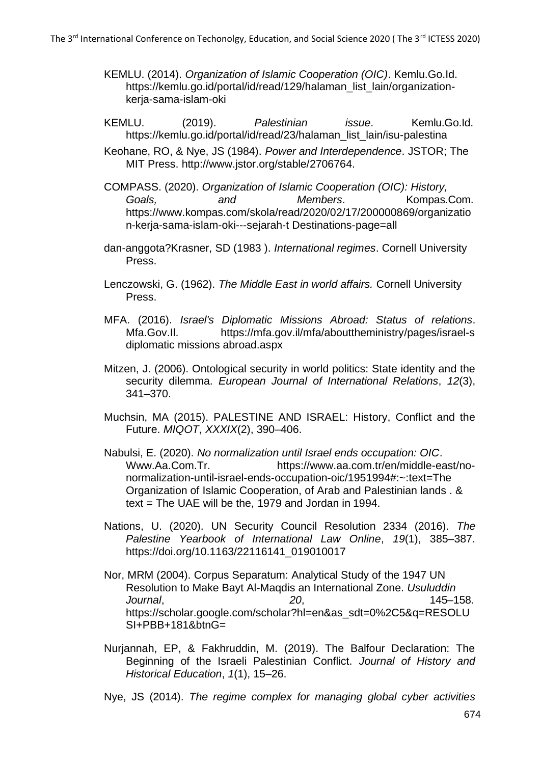KEMLU. (2014). *Organization of Islamic Cooperation (OIC)*. Kemlu.Go.Id. https://kemlu.go.id/portal/id/read/129/halaman_list_lain/organization-kerja-sama-islam-oki

KEMLU. (2019). *Palestinian issue*. Kemlu.Go.Id. https://kemlu.go.id/portal/id/read/23/halaman_list_lain/isu-palestina

Keohane, RO, & Nye, JS (1984). *Power and Interdependence*. JSTOR; The MIT Press. http://www.jstor.org/stable/2706764.

COMPASS. (2020). *Organization of Islamic Cooperation (OIC): History, Goals, and Members*. Kompas.Com. https://www.kompas.com/skola/read/2020/02/17/200000869/organization-kerja-sama-islam-oki---sejarah-t Destinations-page=all

dan-anggota?Krasner, SD (1983 ). *International regimes*. Cornell University Press.

Lenczowski, G. (1962). *The Middle East in world affairs.* Cornell University Press.

MFA. (2016). *Israel's Diplomatic Missions Abroad: Status of relations*. Mfa.Gov.Il. https://mfa.gov.il/mfa/abouttheministry/pages/israel-s diplomatic missions abroad.aspx

Mitzen, J. (2006). Ontological security in world politics: State identity and the security dilemma. *European Journal of International Relations*, *12*(3), 341–370.

Muchsin, MA (2015). PALESTINE AND ISRAEL: History, Conflict and the Future. *MIQOT*, *XXXIX*(2), 390–406.

Nabulsi, E. (2020). *No normalization until Israel ends occupation: OIC*. Www.Aa.Com.Tr. https://www.aa.com.tr/en/middle-east/no-normalization-until-israel-ends-occupation-oic/1951994#:~:text=The Organization of Islamic Cooperation, of Arab and Palestinian lands . & text = The UAE will be the, 1979 and Jordan in 1994.

Nations, U. (2020). UN Security Council Resolution 2334 (2016). *The Palestine Yearbook of International Law Online*, *19*(1), 385–387. https://doi.org/10.1163/22116141_019010017

Nor, MRM (2004). Corpus Separatum: Analytical Study of the 1947 UN Resolution to Make Bayt Al-Maqdis an International Zone. *Usuluddin Journal*, *20*, 145–158. https://scholar.google.com/scholar?hl=en&as_sdt=0%2C5&q=RESOLUSI+PBB+181&btnG=

Nurjannah, EP, & Fakhruddin, M. (2019). The Balfour Declaration: The Beginning of the Israeli Palestinian Conflict. *Journal of History and Historical Education*, *1*(1), 15–26.

Nye, JS (2014). *The regime complex for managing global cyber activities*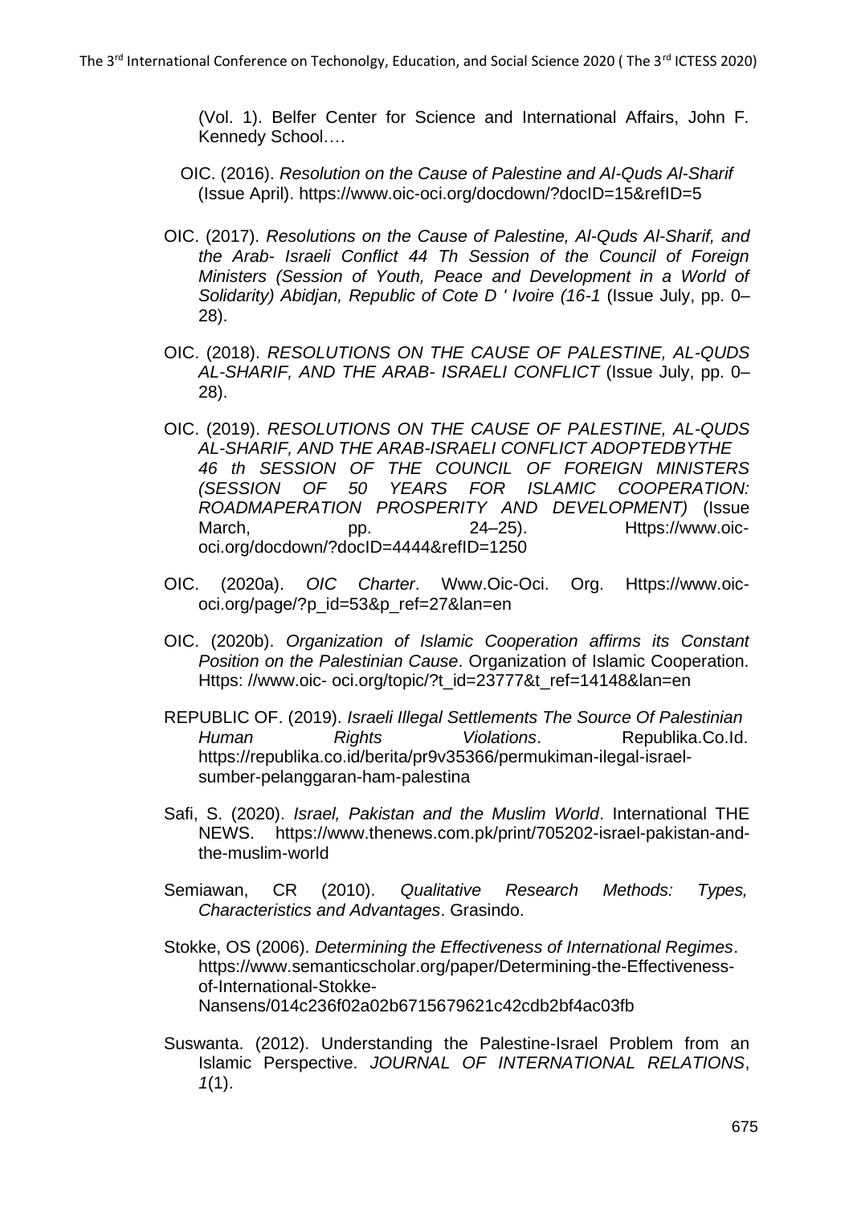(Vol. 1). Belfer Center for Science and International Affairs, John F. Kennedy School….

OIC. (2016). *Resolution on the Cause of Palestine and Al-Quds Al-Sharif* (Issue April). https://www.oic-oci.org/docdown/?docID=15&refID=5

OIC. (2017). *Resolutions on the Cause of Palestine, Al-Quds Al-Sharif, and the Arab- Israeli Conflict 44 Th Session of the Council of Foreign Ministers (Session of Youth, Peace and Development in a World of Solidarity) Abidjan, Republic of Cote D ' Ivoire (16-1* (Issue July, pp. 0–28).

OIC. (2018). *RESOLUTIONS ON THE CAUSE OF PALESTINE, AL-QUDS AL-SHARIF, AND THE ARAB- ISRAELI CONFLICT* (Issue July, pp. 0–28).

OIC. (2019). *RESOLUTIONS ON THE CAUSE OF PALESTINE, AL-QUDS AL-SHARIF, AND THE ARAB-ISRAELI CONFLICT ADOPTEDBYTHE 46 th SESSION OF THE COUNCIL OF FOREIGN MINISTERS (SESSION OF 50 YEARS FOR ISLAMIC COOPERATION: ROADMAPERATION PROSPERITY AND DEVELOPMENT)* (Issue March, pp. 24–25). Https://www.oic-oci.org/docdown/?docID=4444&refID=1250

OIC. (2020a). *OIC Charter*. Www.Oic-Oci. Org. Https://www.oic-oci.org/page/?p_id=53&p_ref=27&lan=en

OIC. (2020b). *Organization of Islamic Cooperation affirms its Constant Position on the Palestinian Cause*. Organization of Islamic Cooperation. Https: //www.oic- oci.org/topic/?t_id=23777&t_ref=14148&lan=en

REPUBLIC OF. (2019). *Israeli Illegal Settlements The Source Of Palestinian Human Rights Violations*. Republika.Co.Id. https://republika.co.id/berita/pr9v35366/permukiman-ilegal-israel-sumber-pelanggaran-ham-palestina

Safi, S. (2020). *Israel, Pakistan and the Muslim World*. International THE NEWS. https://www.thenews.com.pk/print/705202-israel-pakistan-and-the-muslim-world

Semiawan, CR (2010). *Qualitative Research Methods: Types, Characteristics and Advantages*. Grasindo.

Stokke, OS (2006). *Determining the Effectiveness of International Regimes*. https://www.semanticscholar.org/paper/Determining-the-Effectiveness-of-International-Stokke-Nansens/014c236f02a02b6715679621c42cdb2bf4ac03fb

Suswanta. (2012). Understanding the Palestine-Israel Problem from an Islamic Perspective. *JOURNAL OF INTERNATIONAL RELATIONS*, *1*(1).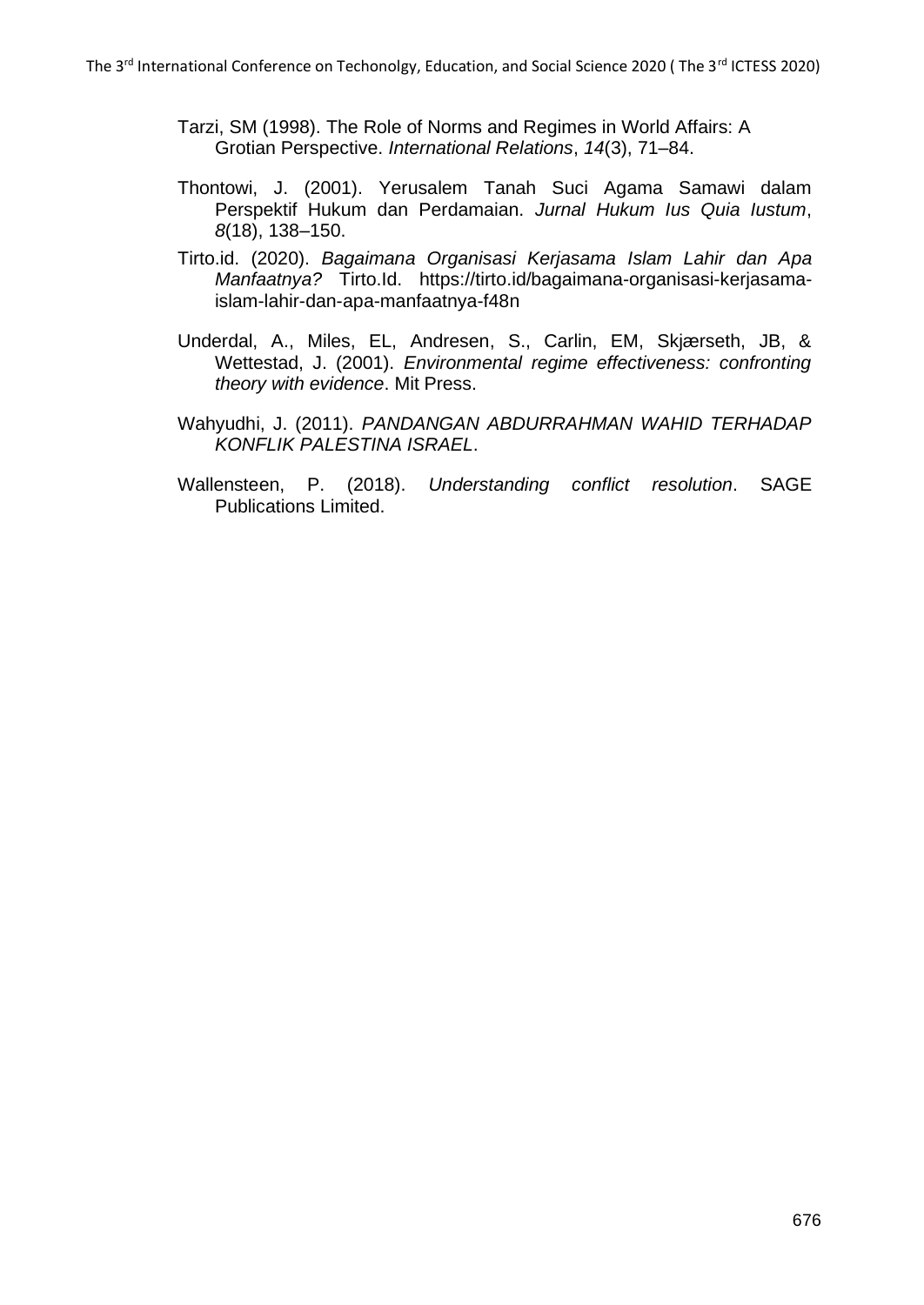Tarzi, SM (1998). The Role of Norms and Regimes in World Affairs: A Grotian Perspective. *International Relations*, *14*(3), 71–84.

Thontowi, J. (2001). Yerusalem Tanah Suci Agama Samawi dalam Perspektif Hukum dan Perdamaian. *Jurnal Hukum Ius Quia Iustum*, *8*(18), 138–150.

Tirto.id. (2020). *Bagaimana Organisasi Kerjasama Islam Lahir dan Apa Manfaatnya?* Tirto.Id. https://tirto.id/bagaimana-organisasi-kerjasama-islam-lahir-dan-apa-manfaatnya-f48n

Underdal, A., Miles, EL, Andresen, S., Carlin, EM, Skjærseth, JB, & Wettestad, J. (2001). *Environmental regime effectiveness: confronting theory with evidence*. Mit Press.

Wahyudhi, J. (2011). *PANDANGAN ABDURRAHMAN WAHID TERHADAP KONFLIK PALESTINA ISRAEL*.

Wallensteen, P. (2018). *Understanding conflict resolution*. SAGE Publications Limited.